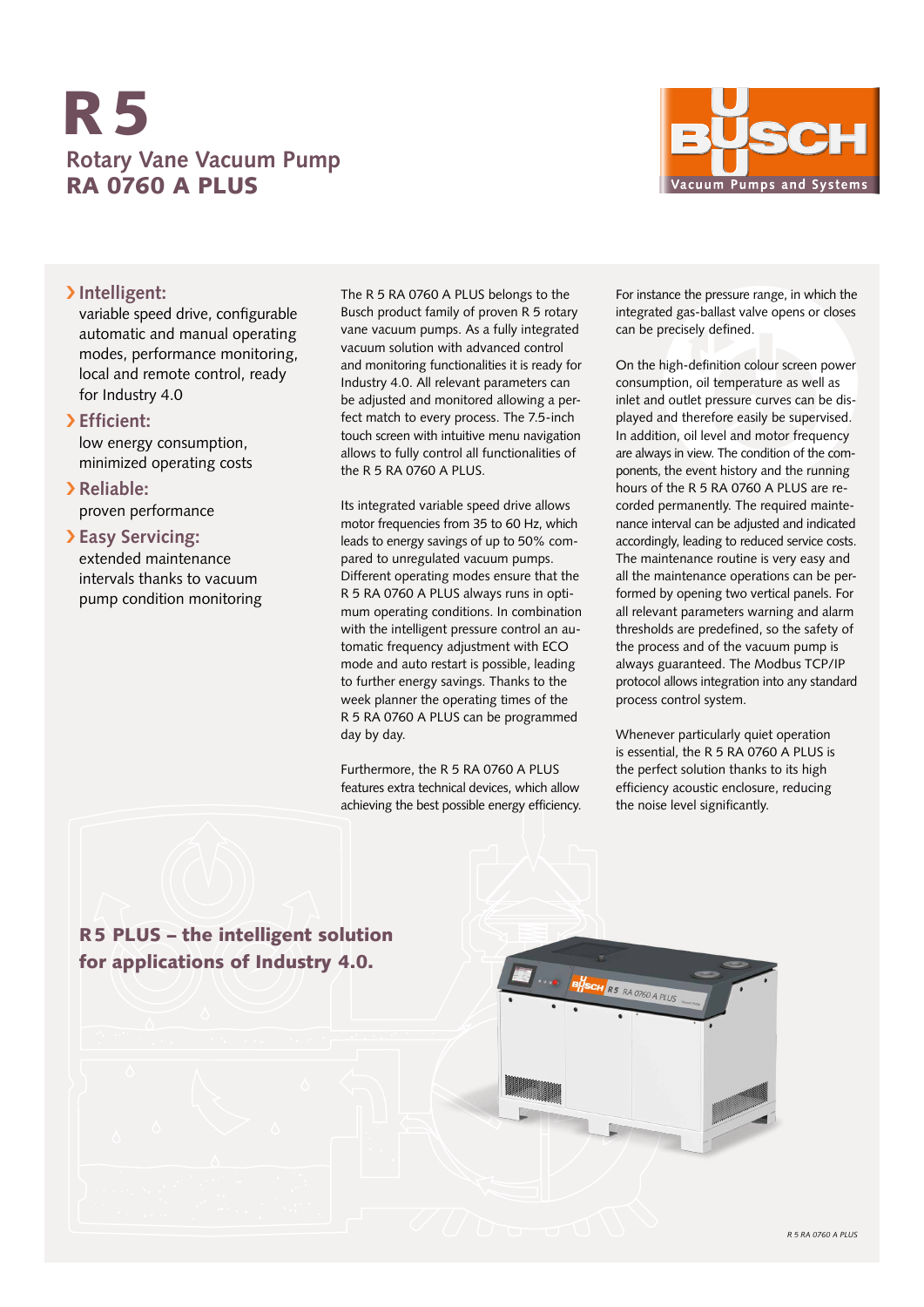# R 5

## Rotary Vane Vacuum Pump
## RA 0760 A PLUS

BUSCH
Vacuum Pumps and Systems

› **Intelligent:**
variable speed drive, configurable automatic and manual operating modes, performance monitoring, local and remote control, ready for Industry 4.0

› **Efficient:**
low energy consumption, minimized operating costs

› **Reliable:**
proven performance

› **Easy Servicing:**
extended maintenance intervals thanks to vacuum pump condition monitoring

The R 5 RA 0760 A PLUS belongs to the Busch product family of proven R 5 rotary vane vacuum pumps. As a fully integrated vacuum solution with advanced control and monitoring functionalities it is ready for Industry 4.0. All relevant parameters can be adjusted and monitored allowing a perfect match to every process. The 7.5-inch touch screen with intuitive menu navigation allows to fully control all functionalities of the R 5 RA 0760 A PLUS.

Its integrated variable speed drive allows motor frequencies from 35 to 60 Hz, which leads to energy savings of up to 50% compared to unregulated vacuum pumps. Different operating modes ensure that the R 5 RA 0760 A PLUS always runs in optimum operating conditions. In combination with the intelligent pressure control an automatic frequency adjustment with ECO mode and auto restart is possible, leading to further energy savings. Thanks to the week planner the operating times of the R 5 RA 0760 A PLUS can be programmed day by day.

Furthermore, the R 5 RA 0760 A PLUS features extra technical devices, which allow achieving the best possible energy efficiency.

For instance the pressure range, in which the integrated gas-ballast valve opens or closes can be precisely defined.

On the high-definition colour screen power consumption, oil temperature as well as inlet and outlet pressure curves can be displayed and therefore easily be supervised. In addition, oil level and motor frequency are always in view. The condition of the components, the event history and the running hours of the R 5 RA 0760 A PLUS are recorded permanently. The required maintenance interval can be adjusted and indicated accordingly, leading to reduced service costs. The maintenance routine is very easy and all the maintenance operations can be performed by opening two vertical panels. For all relevant parameters warning and alarm thresholds are predefined, so the safety of the process and of the vacuum pump is always guaranteed. The Modbus TCP/IP protocol allows integration into any standard process control system.

Whenever particularly quiet operation is essential, the R 5 RA 0760 A PLUS is the perfect solution thanks to its high efficiency acoustic enclosure, reducing the noise level significantly.

**R5 PLUS – the intelligent solution for applications of Industry 4.0.**

*R 5 RA 0760 A PLUS*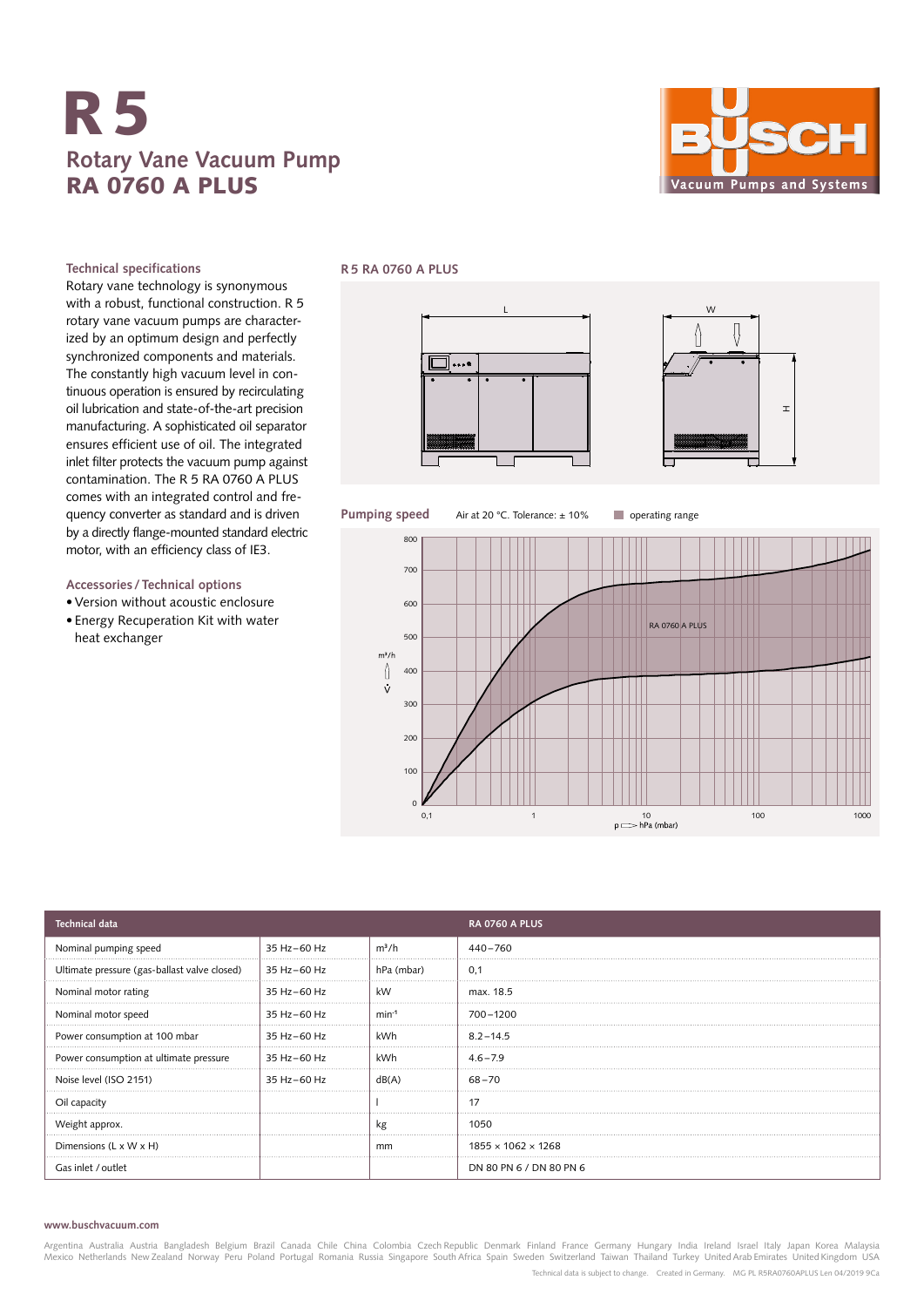# R 5

## Rotary Vane Vacuum Pump

## RA 0760 A PLUS

BUSCH
Vacuum Pumps and Systems

### Technical specifications

Rotary vane technology is synonymous with a robust, functional construction. R 5 rotary vane vacuum pumps are characterized by an optimum design and perfectly synchronized components and materials. The constantly high vacuum level in continuous operation is ensured by recirculating oil lubrication and state-of-the-art precision manufacturing. A sophisticated oil separator ensures efficient use of oil. The integrated inlet filter protects the vacuum pump against contamination. The R 5 RA 0760 A PLUS comes with an integrated control and frequency converter as standard and is driven by a directly flange-mounted standard electric motor, with an efficiency class of IE3.

### Accessories / Technical options

- Version without acoustic enclosure
- Energy Recuperation Kit with water heat exchanger

### R 5 RA 0760 A PLUS

L

W

H

### Pumping speed

Air at 20 °C. Tolerance: ± 10%

operating range

RA 0760 A PLUS

m³/h

V̇

800
700
600
500
400
300
200
100
0

0,1
1
10
100
1000

p ⊏⊐> hPa (mbar)

| Technical data | | | RA 0760 A PLUS |
|---|---|---|---|
| Nominal pumping speed | 35 Hz – 60 Hz | m³/h | 440 – 760 |
| Ultimate pressure (gas-ballast valve closed) | 35 Hz – 60 Hz | hPa (mbar) | 0,1 |
| Nominal motor rating | 35 Hz – 60 Hz | kW | max. 18.5 |
| Nominal motor speed | 35 Hz – 60 Hz | $min^{-1}$ | 700 – 1200 |
| Power consumption at 100 mbar | 35 Hz – 60 Hz | kWh | 8.2 – 14.5 |
| Power consumption at ultimate pressure | 35 Hz – 60 Hz | kWh | 4.6 – 7.9 |
| Noise level (ISO 2151) | 35 Hz – 60 Hz | dB(A) | 68 – 70 |
| Oil capacity | | l | 17 |
| Weight approx. | | kg | 1050 |
| Dimensions (L x W x H) | | mm | 1855 × 1062 × 1268 |
| Gas inlet / outlet | | | DN 80 PN 6 / DN 80 PN 6 |

www.buschvacuum.com

Argentina Australia Austria Bangladesh Belgium Brazil Canada Chile China Colombia Czech Republic Denmark Finland France Germany Hungary India Ireland Israel Italy Japan Korea Malaysia Mexico Netherlands New Zealand Norway Peru Poland Portugal Romania Russia Singapore South Africa Spain Sweden Switzerland Taiwan Thailand Turkey United Arab Emirates United Kingdom USA

Technical data is subject to change. Created in Germany. MG PL R5RA0760APLUS Len 04/2019 9Ca